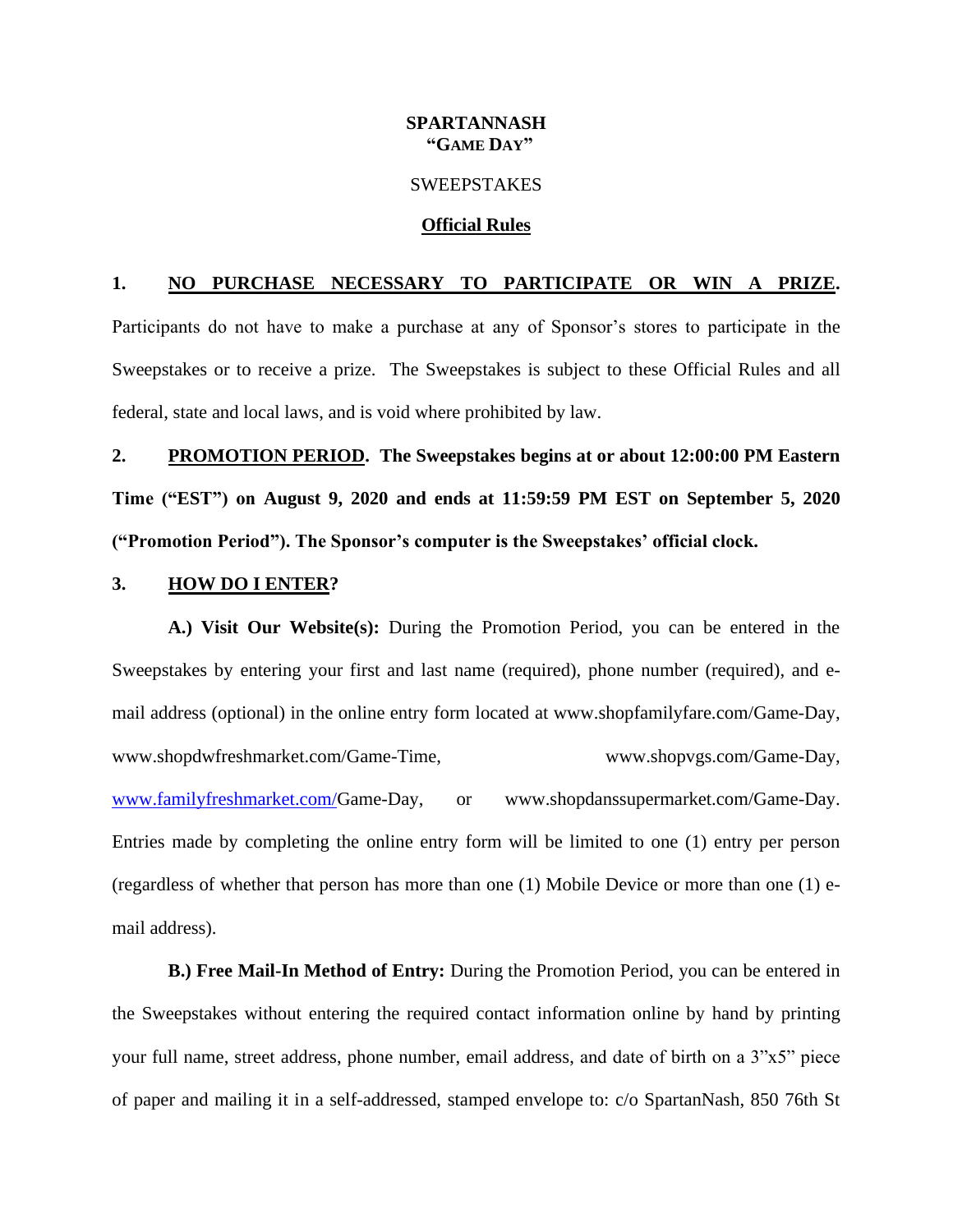**SPARTANNASH**
**"GAME DAY"**

SWEEPSTAKES

**Official Rules**

**1. NO PURCHASE NECESSARY TO PARTICIPATE OR WIN A PRIZE.** Participants do not have to make a purchase at any of Sponsor's stores to participate in the Sweepstakes or to receive a prize. The Sweepstakes is subject to these Official Rules and all federal, state and local laws, and is void where prohibited by law.

**2. PROMOTION PERIOD. The Sweepstakes begins at or about 12:00:00 PM Eastern Time ("EST") on August 9, 2020 and ends at 11:59:59 PM EST on September 5, 2020 ("Promotion Period"). The Sponsor's computer is the Sweepstakes' official clock.**

**3. HOW DO I ENTER?**

**A.) Visit Our Website(s):** During the Promotion Period, you can be entered in the Sweepstakes by entering your first and last name (required), phone number (required), and e-mail address (optional) in the online entry form located at www.shopfamilyfare.com/Game-Day, www.shopdwfreshmarket.com/Game-Time, www.shopvgs.com/Game-Day, www.familyfreshmarket.com/Game-Day, or www.shopdanssupermarket.com/Game-Day. Entries made by completing the online entry form will be limited to one (1) entry per person (regardless of whether that person has more than one (1) Mobile Device or more than one (1) e-mail address).

**B.) Free Mail-In Method of Entry:** During the Promotion Period, you can be entered in the Sweepstakes without entering the required contact information online by hand by printing your full name, street address, phone number, email address, and date of birth on a 3"x5" piece of paper and mailing it in a self-addressed, stamped envelope to: c/o SpartanNash, 850 76th St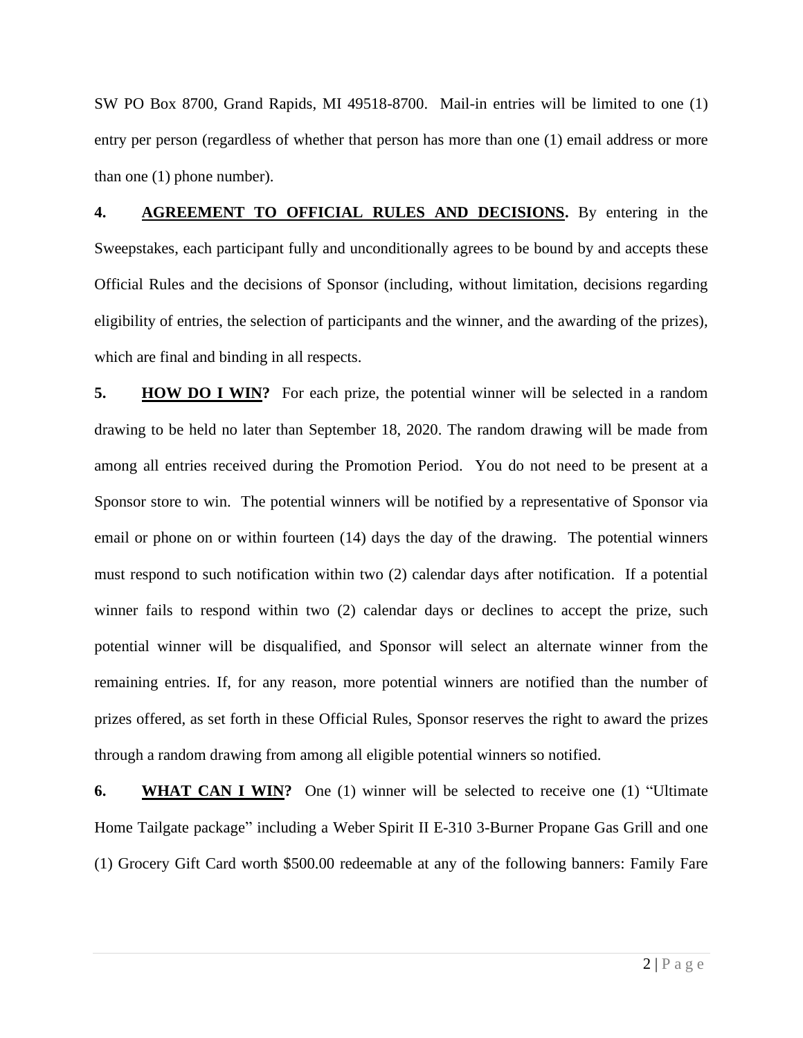SW PO Box 8700, Grand Rapids, MI 49518-8700. Mail-in entries will be limited to one (1) entry per person (regardless of whether that person has more than one (1) email address or more than one (1) phone number).

**4. AGREEMENT TO OFFICIAL RULES AND DECISIONS.** By entering in the Sweepstakes, each participant fully and unconditionally agrees to be bound by and accepts these Official Rules and the decisions of Sponsor (including, without limitation, decisions regarding eligibility of entries, the selection of participants and the winner, and the awarding of the prizes), which are final and binding in all respects.

**5. HOW DO I WIN?** For each prize, the potential winner will be selected in a random drawing to be held no later than September 18, 2020. The random drawing will be made from among all entries received during the Promotion Period. You do not need to be present at a Sponsor store to win. The potential winners will be notified by a representative of Sponsor via email or phone on or within fourteen (14) days the day of the drawing. The potential winners must respond to such notification within two (2) calendar days after notification. If a potential winner fails to respond within two (2) calendar days or declines to accept the prize, such potential winner will be disqualified, and Sponsor will select an alternate winner from the remaining entries. If, for any reason, more potential winners are notified than the number of prizes offered, as set forth in these Official Rules, Sponsor reserves the right to award the prizes through a random drawing from among all eligible potential winners so notified.

**6. WHAT CAN I WIN?** One (1) winner will be selected to receive one (1) "Ultimate Home Tailgate package" including a Weber Spirit II E-310 3-Burner Propane Gas Grill and one (1) Grocery Gift Card worth $500.00 redeemable at any of the following banners: Family Fare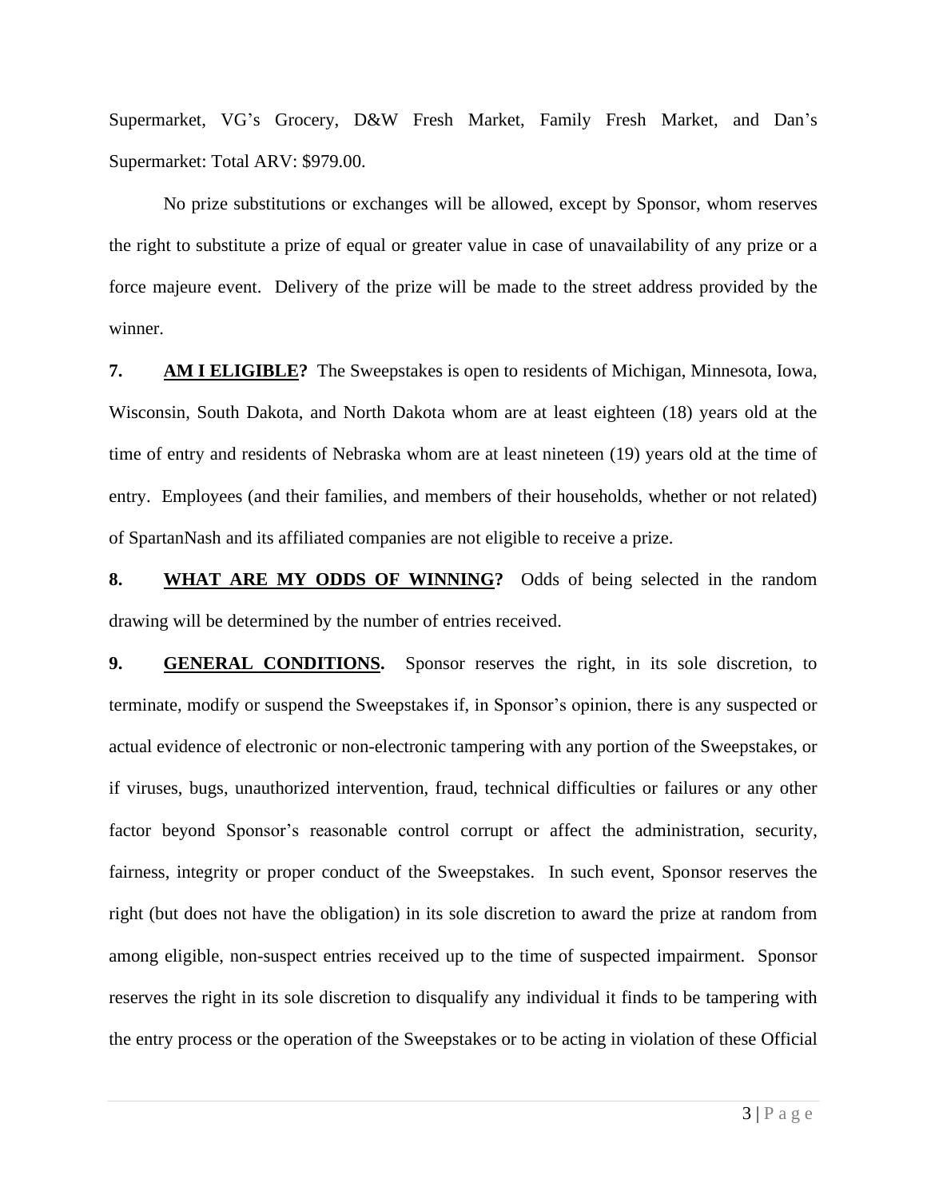Supermarket, VG's Grocery, D&W Fresh Market, Family Fresh Market, and Dan's Supermarket: Total ARV: $979.00.

No prize substitutions or exchanges will be allowed, except by Sponsor, whom reserves the right to substitute a prize of equal or greater value in case of unavailability of any prize or a force majeure event. Delivery of the prize will be made to the street address provided by the winner.

**7. AM I ELIGIBLE?** The Sweepstakes is open to residents of Michigan, Minnesota, Iowa, Wisconsin, South Dakota, and North Dakota whom are at least eighteen (18) years old at the time of entry and residents of Nebraska whom are at least nineteen (19) years old at the time of entry. Employees (and their families, and members of their households, whether or not related) of SpartanNash and its affiliated companies are not eligible to receive a prize.

**8. WHAT ARE MY ODDS OF WINNING?** Odds of being selected in the random drawing will be determined by the number of entries received.

**9. GENERAL CONDITIONS.** Sponsor reserves the right, in its sole discretion, to terminate, modify or suspend the Sweepstakes if, in Sponsor's opinion, there is any suspected or actual evidence of electronic or non-electronic tampering with any portion of the Sweepstakes, or if viruses, bugs, unauthorized intervention, fraud, technical difficulties or failures or any other factor beyond Sponsor's reasonable control corrupt or affect the administration, security, fairness, integrity or proper conduct of the Sweepstakes. In such event, Sponsor reserves the right (but does not have the obligation) in its sole discretion to award the prize at random from among eligible, non-suspect entries received up to the time of suspected impairment. Sponsor reserves the right in its sole discretion to disqualify any individual it finds to be tampering with the entry process or the operation of the Sweepstakes or to be acting in violation of these Official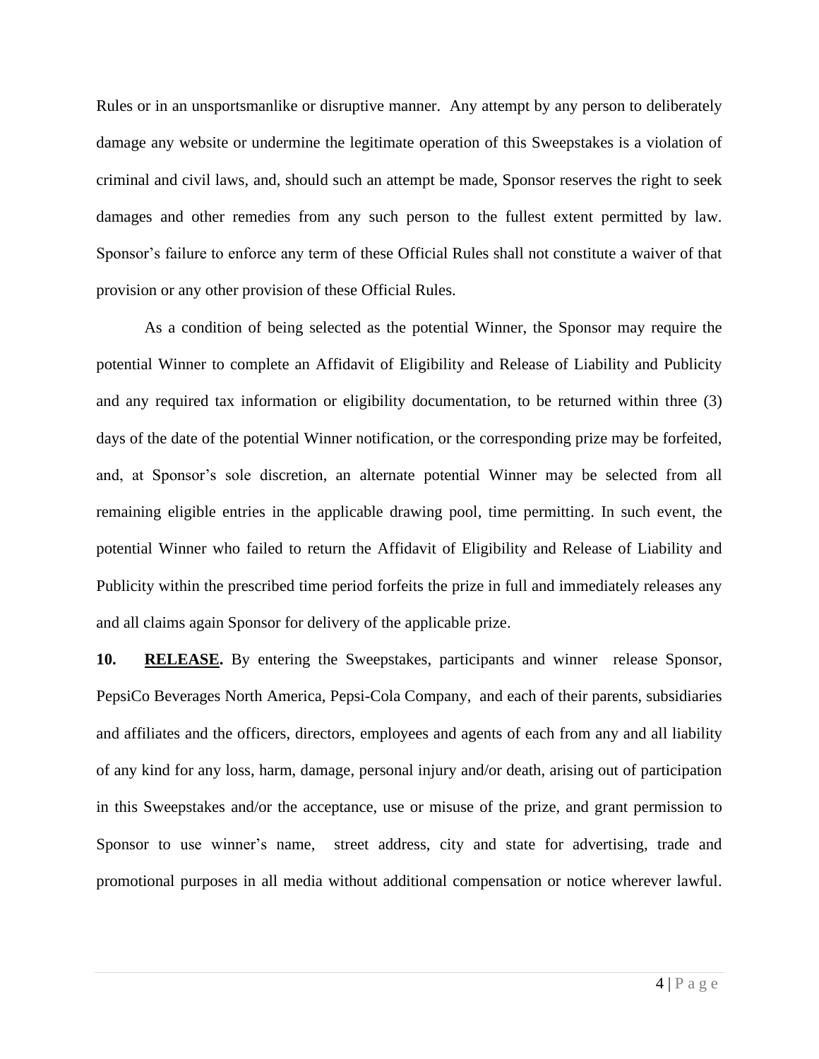Rules or in an unsportsmanlike or disruptive manner. Any attempt by any person to deliberately damage any website or undermine the legitimate operation of this Sweepstakes is a violation of criminal and civil laws, and, should such an attempt be made, Sponsor reserves the right to seek damages and other remedies from any such person to the fullest extent permitted by law. Sponsor's failure to enforce any term of these Official Rules shall not constitute a waiver of that provision or any other provision of these Official Rules.

As a condition of being selected as the potential Winner, the Sponsor may require the potential Winner to complete an Affidavit of Eligibility and Release of Liability and Publicity and any required tax information or eligibility documentation, to be returned within three (3) days of the date of the potential Winner notification, or the corresponding prize may be forfeited, and, at Sponsor's sole discretion, an alternate potential Winner may be selected from all remaining eligible entries in the applicable drawing pool, time permitting. In such event, the potential Winner who failed to return the Affidavit of Eligibility and Release of Liability and Publicity within the prescribed time period forfeits the prize in full and immediately releases any and all claims again Sponsor for delivery of the applicable prize.

**10. RELEASE.** By entering the Sweepstakes, participants and winner release Sponsor, PepsiCo Beverages North America, Pepsi-Cola Company, and each of their parents, subsidiaries and affiliates and the officers, directors, employees and agents of each from any and all liability of any kind for any loss, harm, damage, personal injury and/or death, arising out of participation in this Sweepstakes and/or the acceptance, use or misuse of the prize, and grant permission to Sponsor to use winner's name, street address, city and state for advertising, trade and promotional purposes in all media without additional compensation or notice wherever lawful.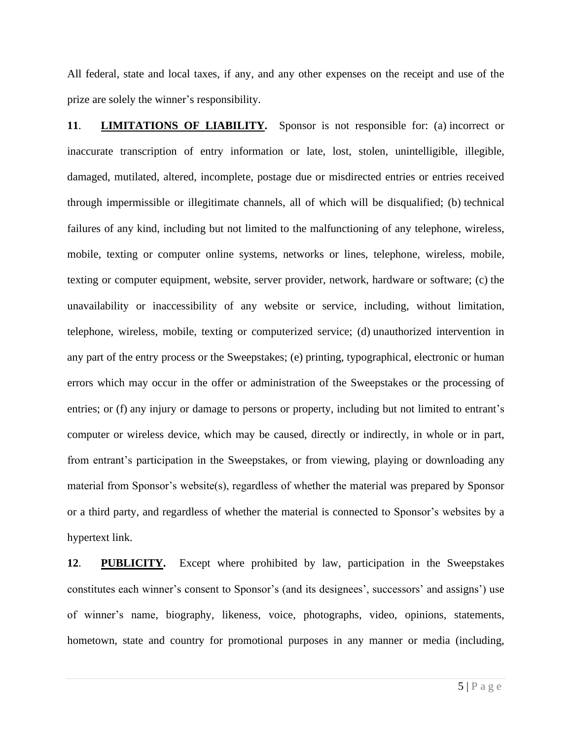All federal, state and local taxes, if any, and any other expenses on the receipt and use of the prize are solely the winner's responsibility.

**11**. **LIMITATIONS OF LIABILITY.** Sponsor is not responsible for: (a) incorrect or inaccurate transcription of entry information or late, lost, stolen, unintelligible, illegible, damaged, mutilated, altered, incomplete, postage due or misdirected entries or entries received through impermissible or illegitimate channels, all of which will be disqualified; (b) technical failures of any kind, including but not limited to the malfunctioning of any telephone, wireless, mobile, texting or computer online systems, networks or lines, telephone, wireless, mobile, texting or computer equipment, website, server provider, network, hardware or software; (c) the unavailability or inaccessibility of any website or service, including, without limitation, telephone, wireless, mobile, texting or computerized service; (d) unauthorized intervention in any part of the entry process or the Sweepstakes; (e) printing, typographical, electronic or human errors which may occur in the offer or administration of the Sweepstakes or the processing of entries; or (f) any injury or damage to persons or property, including but not limited to entrant's computer or wireless device, which may be caused, directly or indirectly, in whole or in part, from entrant's participation in the Sweepstakes, or from viewing, playing or downloading any material from Sponsor's website(s), regardless of whether the material was prepared by Sponsor or a third party, and regardless of whether the material is connected to Sponsor's websites by a hypertext link.

**12**. **PUBLICITY.** Except where prohibited by law, participation in the Sweepstakes constitutes each winner's consent to Sponsor's (and its designees', successors' and assigns') use of winner's name, biography, likeness, voice, photographs, video, opinions, statements, hometown, state and country for promotional purposes in any manner or media (including,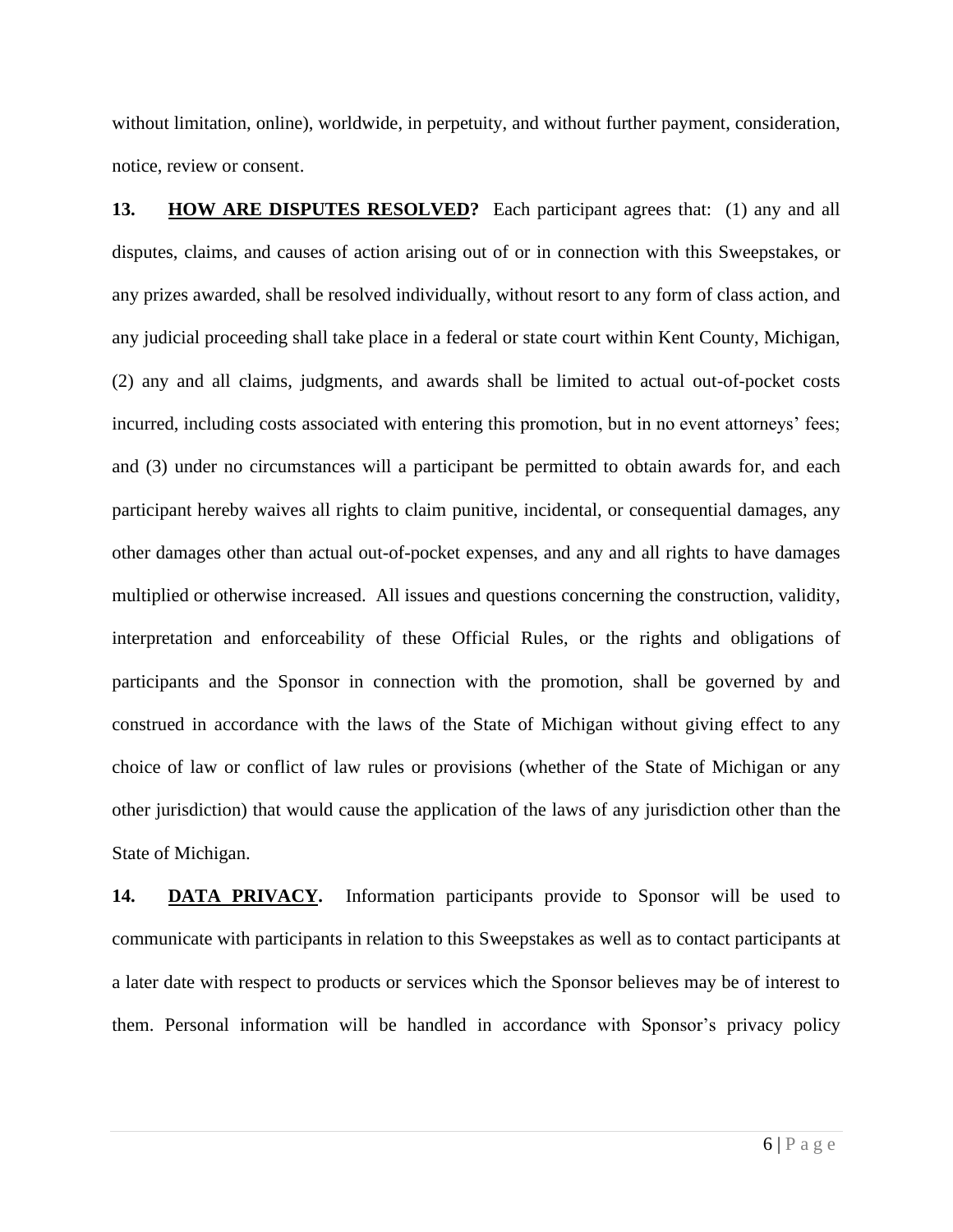without limitation, online), worldwide, in perpetuity, and without further payment, consideration, notice, review or consent.

**13. HOW ARE DISPUTES RESOLVED?** Each participant agrees that: (1) any and all disputes, claims, and causes of action arising out of or in connection with this Sweepstakes, or any prizes awarded, shall be resolved individually, without resort to any form of class action, and any judicial proceeding shall take place in a federal or state court within Kent County, Michigan, (2) any and all claims, judgments, and awards shall be limited to actual out-of-pocket costs incurred, including costs associated with entering this promotion, but in no event attorneys' fees; and (3) under no circumstances will a participant be permitted to obtain awards for, and each participant hereby waives all rights to claim punitive, incidental, or consequential damages, any other damages other than actual out-of-pocket expenses, and any and all rights to have damages multiplied or otherwise increased. All issues and questions concerning the construction, validity, interpretation and enforceability of these Official Rules, or the rights and obligations of participants and the Sponsor in connection with the promotion, shall be governed by and construed in accordance with the laws of the State of Michigan without giving effect to any choice of law or conflict of law rules or provisions (whether of the State of Michigan or any other jurisdiction) that would cause the application of the laws of any jurisdiction other than the State of Michigan.

**14. DATA PRIVACY.** Information participants provide to Sponsor will be used to communicate with participants in relation to this Sweepstakes as well as to contact participants at a later date with respect to products or services which the Sponsor believes may be of interest to them. Personal information will be handled in accordance with Sponsor's privacy policy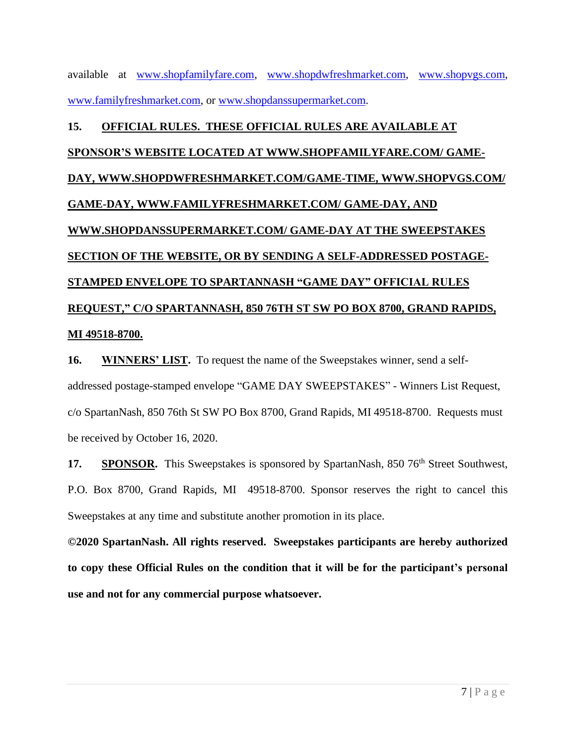available at www.shopfamilyfare.com, www.shopdwfreshmarket.com, www.shopvgs.com, www.familyfreshmarket.com, or www.shopdanssupermarket.com.

**15. OFFICIAL RULES. THESE OFFICIAL RULES ARE AVAILABLE AT SPONSOR'S WEBSITE LOCATED AT WWW.SHOPFAMILYFARE.COM/ GAME-DAY, WWW.SHOPDWFRESHMARKET.COM/GAME-TIME, WWW.SHOPVGS.COM/ GAME-DAY, WWW.FAMILYFRESHMARKET.COM/ GAME-DAY, AND WWW.SHOPDANSSUPERMARKET.COM/ GAME-DAY AT THE SWEEPSTAKES SECTION OF THE WEBSITE, OR BY SENDING A SELF-ADDRESSED POSTAGE-STAMPED ENVELOPE TO SPARTANNASH "GAME DAY" OFFICIAL RULES REQUEST," C/O SPARTANNASH, 850 76TH ST SW PO BOX 8700, GRAND RAPIDS, MI 49518-8700.**

**16. WINNERS' LIST.** To request the name of the Sweepstakes winner, send a self-addressed postage-stamped envelope "GAME DAY SWEEPSTAKES" - Winners List Request, c/o SpartanNash, 850 76th St SW PO Box 8700, Grand Rapids, MI 49518-8700. Requests must be received by October 16, 2020.

**17. SPONSOR.** This Sweepstakes is sponsored by SpartanNash, 850 76th Street Southwest, P.O. Box 8700, Grand Rapids, MI 49518-8700. Sponsor reserves the right to cancel this Sweepstakes at any time and substitute another promotion in its place.

**©2020 SpartanNash. All rights reserved. Sweepstakes participants are hereby authorized to copy these Official Rules on the condition that it will be for the participant's personal use and not for any commercial purpose whatsoever.**